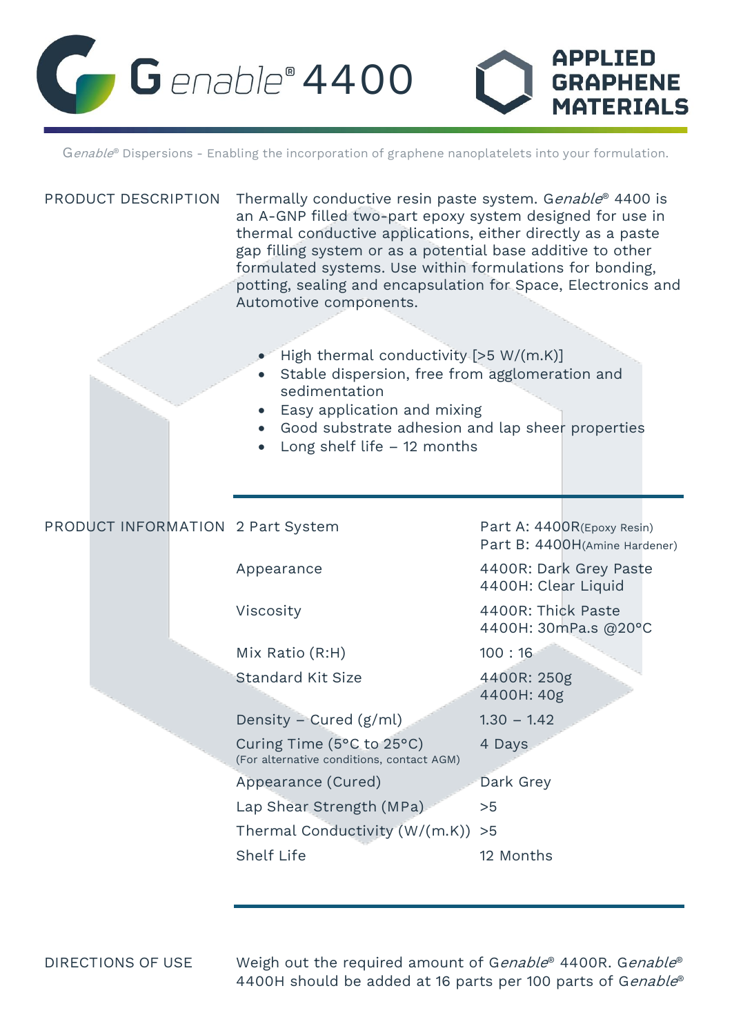# Genable® 4400

**APPLIED GRAPHENE MATERIALS**

Genable® Dispersions - Enabling the incorporation of graphene nanoplatelets into your formulation.

## PRODUCT DESCRIPTION

Thermally conductive resin paste system. Genable® 4400 is an A-GNP filled two-part epoxy system designed for use in thermal conductive applications, either directly as a paste gap filling system or as a potential base additive to other formulated systems. Use within formulations for bonding, potting, sealing and encapsulation for Space, Electronics and Automotive components.

- High thermal conductivity [>5 W/(m.K)]
- Stable dispersion, free from agglomeration and sedimentation
- Easy application and mixing
- Good substrate adhesion and lap sheer properties
- Long shelf life – 12 months

## PRODUCT INFORMATION

| Property | Value |
| --- | --- |
| 2 Part System | Part A: 4400R (Epoxy Resin)<br>Part B: 4400H (Amine Hardener) |
| Appearance | 4400R: Dark Grey Paste<br>4400H: Clear Liquid |
| Viscosity | 4400R: Thick Paste<br>4400H: 30mPa.s @20°C |
| Mix Ratio (R:H) | 100 : 16 |
| Standard Kit Size | 4400R: 250g<br>4400H: 40g |
| Density – Cured (g/ml) | 1.30 – 1.42 |
| Curing Time (5°C to 25°C)<br>(For alternative conditions, contact AGM) | 4 Days |
| Appearance (Cured) | Dark Grey |
| Lap Shear Strength (MPa) | >5 |
| Thermal Conductivity (W/(m.K)) | >5 |
| Shelf Life | 12 Months |

## DIRECTIONS OF USE

Weigh out the required amount of Genable® 4400R. Genable® 4400H should be added at 16 parts per 100 parts of Genable®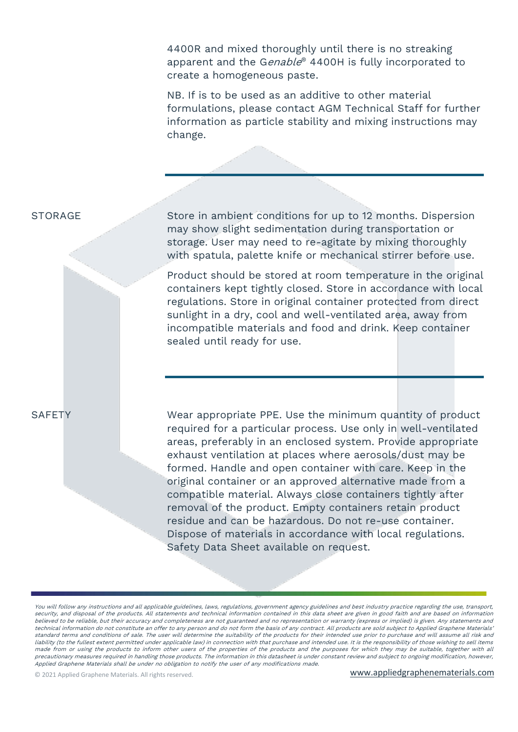4400R and mixed thoroughly until there is no streaking apparent and the G*enable*® 4400H is fully incorporated to create a homogeneous paste.

NB. If is to be used as an additive to other material formulations, please contact AGM Technical Staff for further information as particle stability and mixing instructions may change.

## STORAGE

Store in ambient conditions for up to 12 months. Dispersion may show slight sedimentation during transportation or storage. User may need to re-agitate by mixing thoroughly with spatula, palette knife or mechanical stirrer before use.

Product should be stored at room temperature in the original containers kept tightly closed. Store in accordance with local regulations. Store in original container protected from direct sunlight in a dry, cool and well-ventilated area, away from incompatible materials and food and drink. Keep container sealed until ready for use.

## SAFETY

Wear appropriate PPE. Use the minimum quantity of product required for a particular process. Use only in well-ventilated areas, preferably in an enclosed system. Provide appropriate exhaust ventilation at places where aerosols/dust may be formed. Handle and open container with care. Keep in the original container or an approved alternative made from a compatible material. Always close containers tightly after removal of the product. Empty containers retain product residue and can be hazardous. Do not re-use container. Dispose of materials in accordance with local regulations. Safety Data Sheet available on request.

*You will follow any instructions and all applicable guidelines, laws, regulations, government agency guidelines and best industry practice regarding the use, transport, security, and disposal of the products. All statements and technical information contained in this data sheet are given in good faith and are based on information believed to be reliable, but their accuracy and completeness are not guaranteed and no representation or warranty (express or implied) is given. Any statements and technical information do not constitute an offer to any person and do not form the basis of any contract. All products are sold subject to Applied Graphene Materials' standard terms and conditions of sale. The user will determine the suitability of the products for their intended use prior to purchase and will assume all risk and liability (to the fullest extent permitted under applicable law) in connection with that purchase and intended use. It is the responsibility of those wishing to sell items made from or using the products to inform other users of the properties of the products and the purposes for which they may be suitable, together with all precautionary measures required in handling those products. The information in this datasheet is under constant review and subject to ongoing modification, however, Applied Graphene Materials shall be under no obligation to notify the user of any modifications made.*

© 2021 Applied Graphene Materials. All rights reserved.

www.appliedgraphenematerials.com